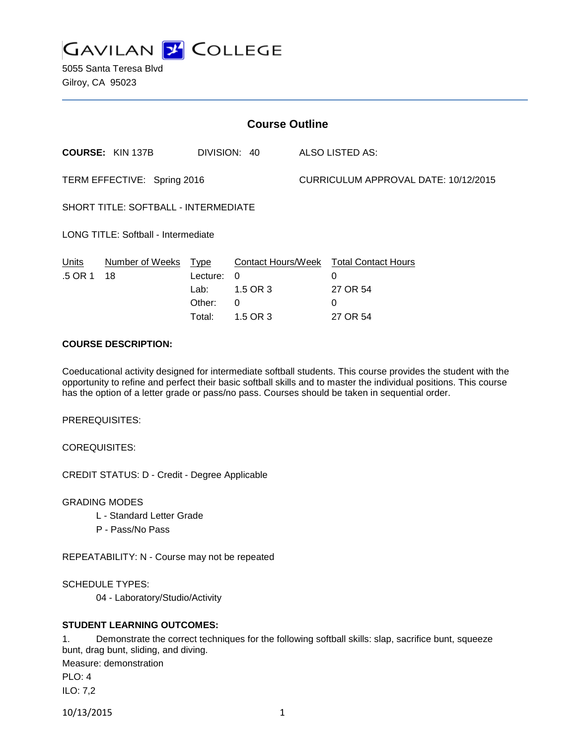# GAVILAN COLLEGE

5055 Santa Teresa Blvd
Gilroy, CA 95023

## Course Outline

**COURSE:** KIN 137B DIVISION: 40 ALSO LISTED AS:

TERM EFFECTIVE: Spring 2016 CURRICULUM APPROVAL DATE: 10/12/2015

SHORT TITLE: SOFTBALL - INTERMEDIATE

LONG TITLE: Softball - Intermediate

| Units | Number of Weeks | Type | Contact Hours/Week | Total Contact Hours |
|---|---|---|---|---|
| .5 OR 1 | 18 | Lecture: | 0 | 0 |
| | | Lab: | 1.5 OR 3 | 27 OR 54 |
| | | Other: | 0 | 0 |
| | | Total: | 1.5 OR 3 | 27 OR 54 |

**COURSE DESCRIPTION:**

Coeducational activity designed for intermediate softball students. This course provides the student with the opportunity to refine and perfect their basic softball skills and to master the individual positions. This course has the option of a letter grade or pass/no pass. Courses should be taken in sequential order.

PREREQUISITES:

COREQUISITES:

CREDIT STATUS: D - Credit - Degree Applicable

GRADING MODES

- L - Standard Letter Grade
- P - Pass/No Pass

REPEATABILITY: N - Course may not be repeated

SCHEDULE TYPES:

- 04 - Laboratory/Studio/Activity

**STUDENT LEARNING OUTCOMES:**

1. Demonstrate the correct techniques for the following softball skills: slap, sacrifice bunt, squeeze bunt, drag bunt, sliding, and diving.

Measure: demonstration

PLO: 4

ILO: 7,2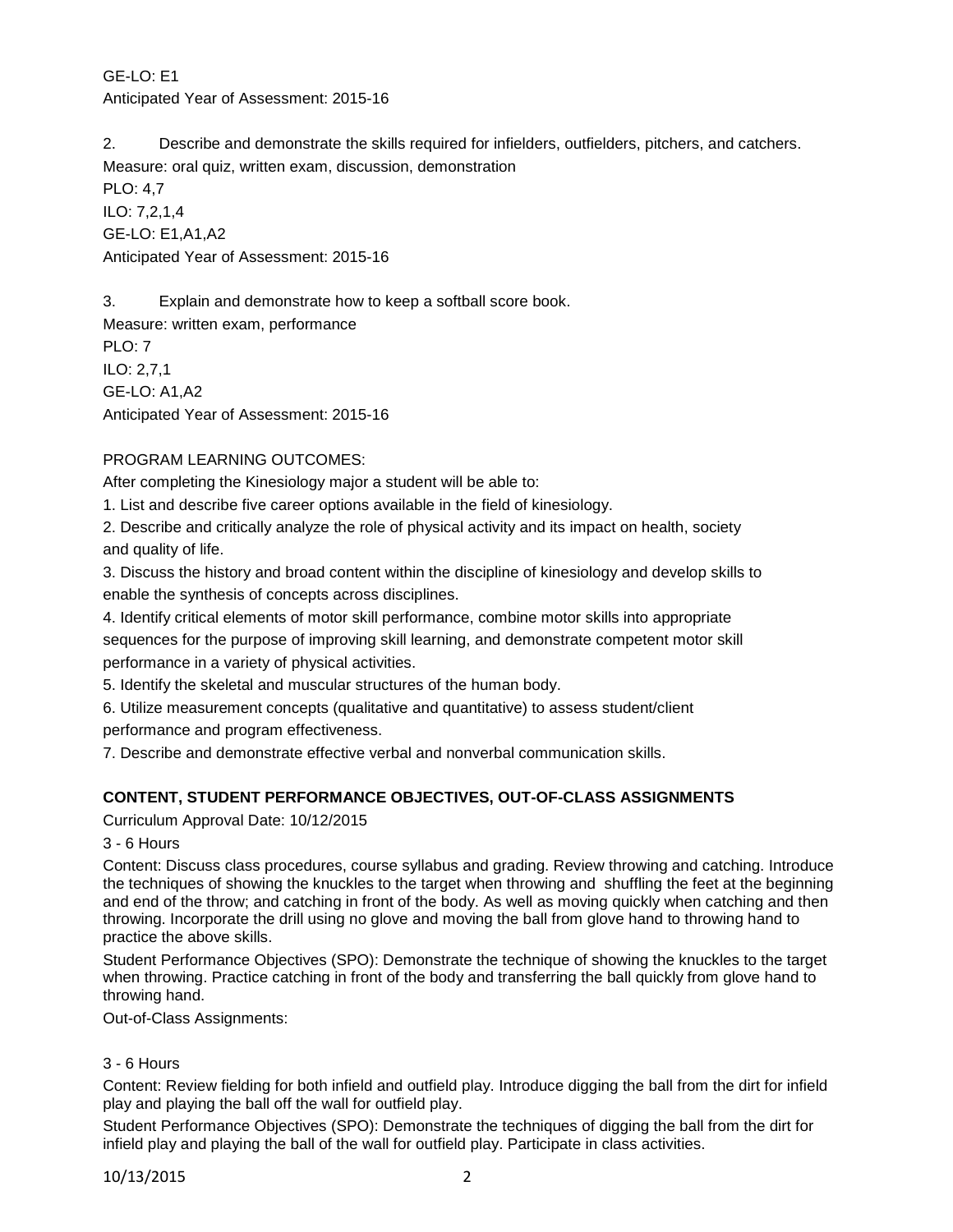GE-LO: E1
Anticipated Year of Assessment: 2015-16

2. Describe and demonstrate the skills required for infielders, outfielders, pitchers, and catchers.
Measure: oral quiz, written exam, discussion, demonstration
PLO: 4,7
ILO: 7,2,1,4
GE-LO: E1,A1,A2
Anticipated Year of Assessment: 2015-16

3. Explain and demonstrate how to keep a softball score book.
Measure: written exam, performance
PLO: 7
ILO: 2,7,1
GE-LO: A1,A2
Anticipated Year of Assessment: 2015-16

PROGRAM LEARNING OUTCOMES:
After completing the Kinesiology major a student will be able to:
1. List and describe five career options available in the field of kinesiology.
2. Describe and critically analyze the role of physical activity and its impact on health, society and quality of life.
3. Discuss the history and broad content within the discipline of kinesiology and develop skills to enable the synthesis of concepts across disciplines.
4. Identify critical elements of motor skill performance, combine motor skills into appropriate sequences for the purpose of improving skill learning, and demonstrate competent motor skill performance in a variety of physical activities.
5. Identify the skeletal and muscular structures of the human body.
6. Utilize measurement concepts (qualitative and quantitative) to assess student/client performance and program effectiveness.
7. Describe and demonstrate effective verbal and nonverbal communication skills.

**CONTENT, STUDENT PERFORMANCE OBJECTIVES, OUT-OF-CLASS ASSIGNMENTS**

Curriculum Approval Date: 10/12/2015

3 - 6 Hours

Content: Discuss class procedures, course syllabus and grading. Review throwing and catching. Introduce the techniques of showing the knuckles to the target when throwing and shuffling the feet at the beginning and end of the throw; and catching in front of the body. As well as moving quickly when catching and then throwing. Incorporate the drill using no glove and moving the ball from glove hand to throwing hand to practice the above skills.

Student Performance Objectives (SPO): Demonstrate the technique of showing the knuckles to the target when throwing. Practice catching in front of the body and transferring the ball quickly from glove hand to throwing hand.

Out-of-Class Assignments:

3 - 6 Hours

Content: Review fielding for both infield and outfield play. Introduce digging the ball from the dirt for infield play and playing the ball off the wall for outfield play.

Student Performance Objectives (SPO): Demonstrate the techniques of digging the ball from the dirt for infield play and playing the ball of the wall for outfield play. Participate in class activities.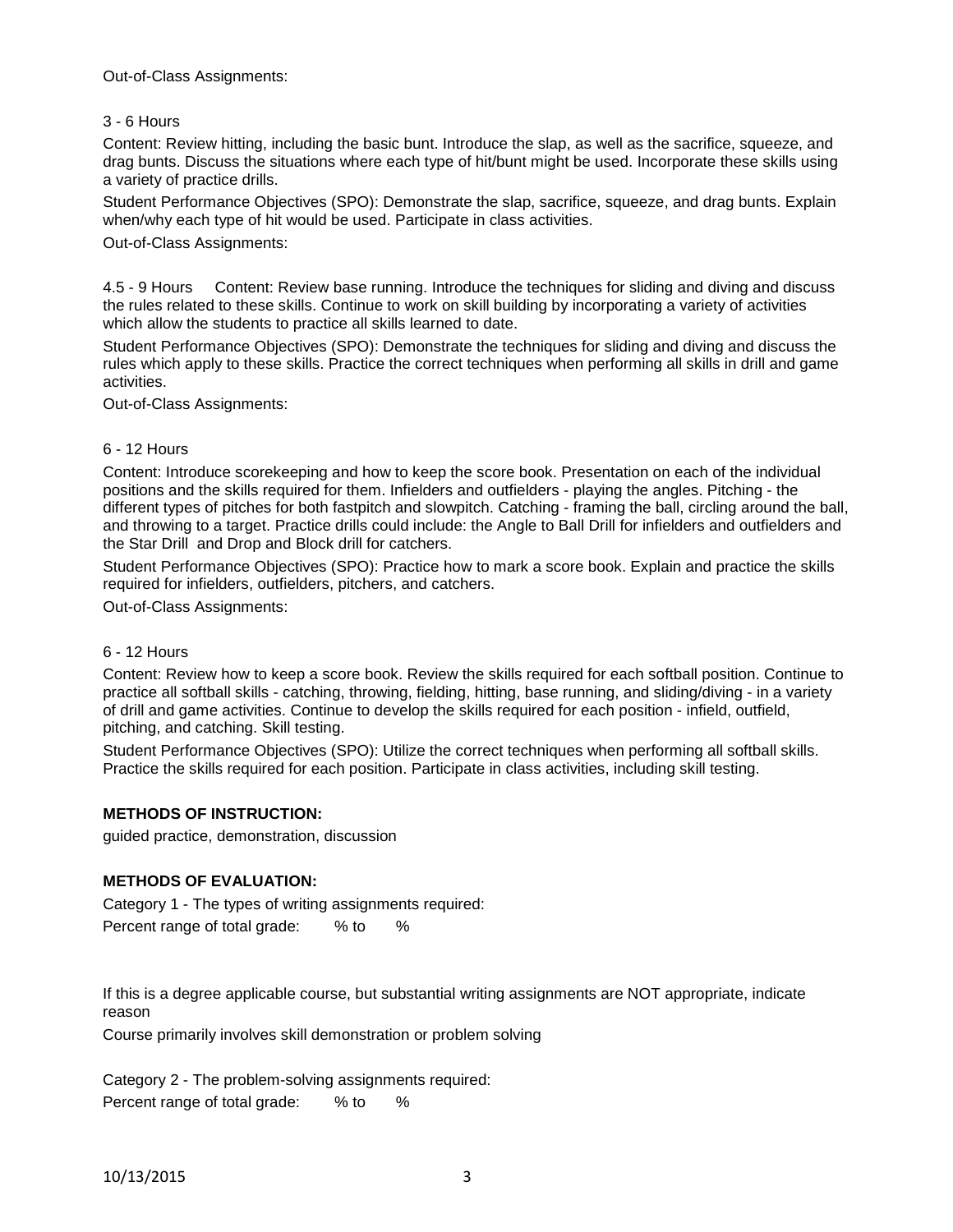Out-of-Class Assignments:

3 - 6 Hours

Content: Review hitting, including the basic bunt. Introduce the slap, as well as the sacrifice, squeeze, and drag bunts. Discuss the situations where each type of hit/bunt might be used. Incorporate these skills using a variety of practice drills.

Student Performance Objectives (SPO): Demonstrate the slap, sacrifice, squeeze, and drag bunts. Explain when/why each type of hit would be used. Participate in class activities.

Out-of-Class Assignments:

4.5 - 9 Hours Content: Review base running. Introduce the techniques for sliding and diving and discuss the rules related to these skills. Continue to work on skill building by incorporating a variety of activities which allow the students to practice all skills learned to date.

Student Performance Objectives (SPO): Demonstrate the techniques for sliding and diving and discuss the rules which apply to these skills. Practice the correct techniques when performing all skills in drill and game activities.

Out-of-Class Assignments:

6 - 12 Hours

Content: Introduce scorekeeping and how to keep the score book. Presentation on each of the individual positions and the skills required for them. Infielders and outfielders - playing the angles. Pitching - the different types of pitches for both fastpitch and slowpitch. Catching - framing the ball, circling around the ball, and throwing to a target. Practice drills could include: the Angle to Ball Drill for infielders and outfielders and the Star Drill and Drop and Block drill for catchers.

Student Performance Objectives (SPO): Practice how to mark a score book. Explain and practice the skills required for infielders, outfielders, pitchers, and catchers.

Out-of-Class Assignments:

6 - 12 Hours

Content: Review how to keep a score book. Review the skills required for each softball position. Continue to practice all softball skills - catching, throwing, fielding, hitting, base running, and sliding/diving - in a variety of drill and game activities. Continue to develop the skills required for each position - infield, outfield, pitching, and catching. Skill testing.

Student Performance Objectives (SPO): Utilize the correct techniques when performing all softball skills. Practice the skills required for each position. Participate in class activities, including skill testing.

**METHODS OF INSTRUCTION:**

guided practice, demonstration, discussion

**METHODS OF EVALUATION:**

Category 1 - The types of writing assignments required:

Percent range of total grade: % to %

If this is a degree applicable course, but substantial writing assignments are NOT appropriate, indicate reason

Course primarily involves skill demonstration or problem solving

Category 2 - The problem-solving assignments required:

Percent range of total grade: % to %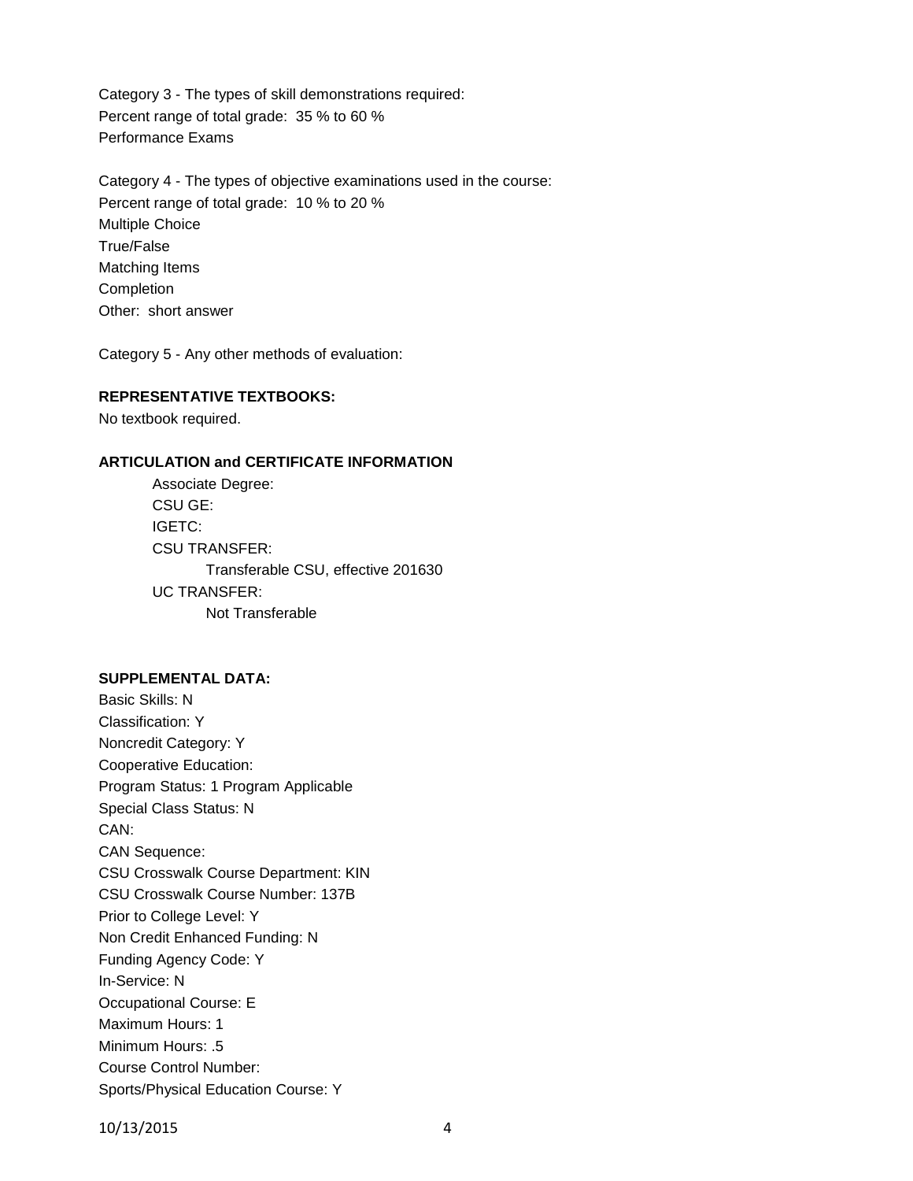Category 3 - The types of skill demonstrations required:
Percent range of total grade: 35 % to 60 %
Performance Exams

Category 4 - The types of objective examinations used in the course:
Percent range of total grade: 10 % to 20 %
Multiple Choice
True/False
Matching Items
Completion
Other: short answer

Category 5 - Any other methods of evaluation:

**REPRESENTATIVE TEXTBOOKS:**

No textbook required.

**ARTICULATION and CERTIFICATE INFORMATION**

Associate Degree:
CSU GE:
IGETC:
CSU TRANSFER:
    Transferable CSU, effective 201630
UC TRANSFER:
    Not Transferable

**SUPPLEMENTAL DATA:**

Basic Skills: N
Classification: Y
Noncredit Category: Y
Cooperative Education:
Program Status: 1 Program Applicable
Special Class Status: N
CAN:
CAN Sequence:
CSU Crosswalk Course Department: KIN
CSU Crosswalk Course Number: 137B
Prior to College Level: Y
Non Credit Enhanced Funding: N
Funding Agency Code: Y
In-Service: N
Occupational Course: E
Maximum Hours: 1
Minimum Hours: .5
Course Control Number:
Sports/Physical Education Course: Y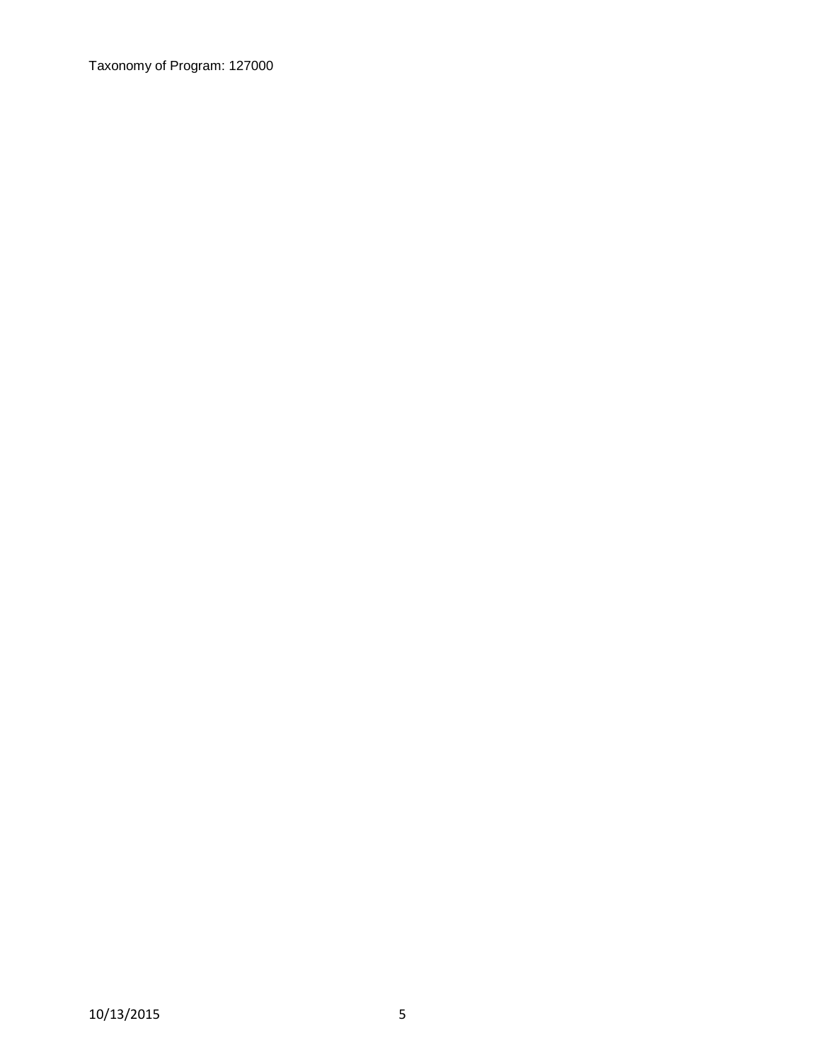Taxonomy of Program: 127000